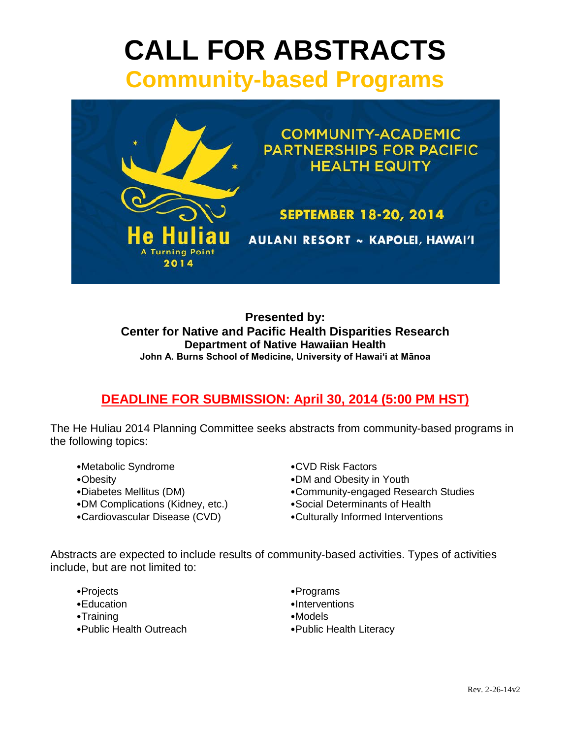# CALL FOR ABSTRACTS

## Community-based Programs

He Huliau
A Turning Point
2014

COMMUNITY-ACADEMIC PARTNERSHIPS FOR PACIFIC HEALTH EQUITY

SEPTEMBER 18-20, 2014

AULANI RESORT ~ KAPOLEI, HAWAIʻI

**Presented by:**
**Center for Native and Pacific Health Disparities Research**
**Department of Native Hawaiian Health**
**John A. Burns School of Medicine, University of Hawaiʻi at Mānoa**

### DEADLINE FOR SUBMISSION: April 30, 2014 (5:00 PM HST)

The He Huliau 2014 Planning Committee seeks abstracts from community-based programs in the following topics:

- Metabolic Syndrome
- Obesity
- Diabetes Mellitus (DM)
- DM Complications (Kidney, etc.)
- Cardiovascular Disease (CVD)
- CVD Risk Factors
- DM and Obesity in Youth
- Community-engaged Research Studies
- Social Determinants of Health
- Culturally Informed Interventions

Abstracts are expected to include results of community-based activities. Types of activities include, but are not limited to:

- Projects
- Education
- Training
- Public Health Outreach
- Programs
- Interventions
- Models
- Public Health Literacy

Rev. 2-26-14v2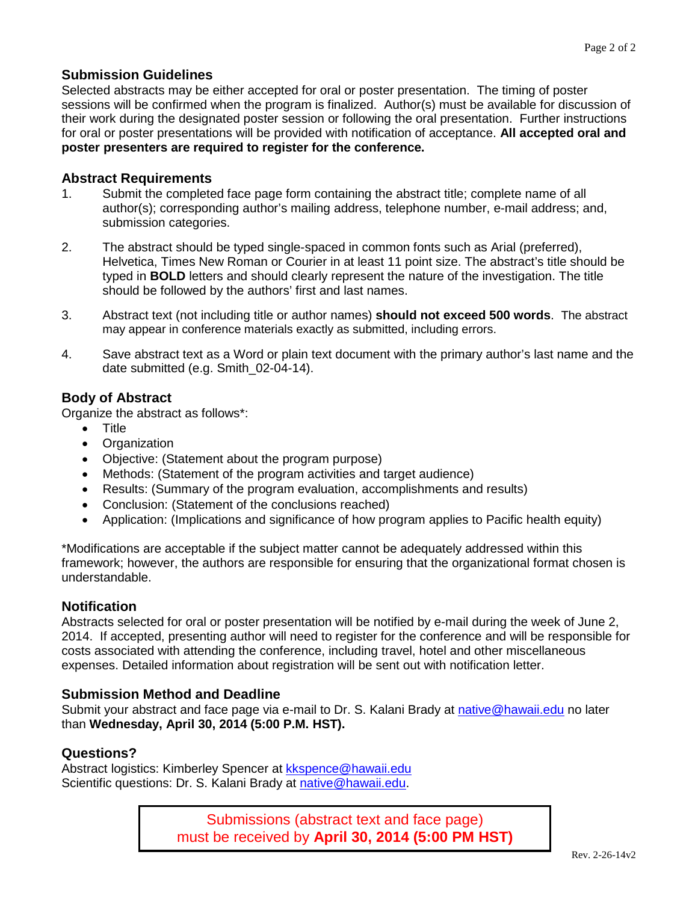## Submission Guidelines

Selected abstracts may be either accepted for oral or poster presentation. The timing of poster sessions will be confirmed when the program is finalized. Author(s) must be available for discussion of their work during the designated poster session or following the oral presentation. Further instructions for oral or poster presentations will be provided with notification of acceptance. **All accepted oral and poster presenters are required to register for the conference.**

## Abstract Requirements

1. Submit the completed face page form containing the abstract title; complete name of all author(s); corresponding author's mailing address, telephone number, e-mail address; and, submission categories.

2. The abstract should be typed single-spaced in common fonts such as Arial (preferred), Helvetica, Times New Roman or Courier in at least 11 point size. The abstract's title should be typed in **BOLD** letters and should clearly represent the nature of the investigation. The title should be followed by the authors' first and last names.

3. Abstract text (not including title or author names) **should not exceed 500 words**. The abstract may appear in conference materials exactly as submitted, including errors.

4. Save abstract text as a Word or plain text document with the primary author's last name and the date submitted (e.g. Smith_02-04-14).

## Body of Abstract

Organize the abstract as follows*:

- Title
- Organization
- Objective: (Statement about the program purpose)
- Methods: (Statement of the program activities and target audience)
- Results: (Summary of the program evaluation, accomplishments and results)
- Conclusion: (Statement of the conclusions reached)
- Application: (Implications and significance of how program applies to Pacific health equity)

*Modifications are acceptable if the subject matter cannot be adequately addressed within this framework; however, the authors are responsible for ensuring that the organizational format chosen is understandable.

## Notification

Abstracts selected for oral or poster presentation will be notified by e-mail during the week of June 2, 2014. If accepted, presenting author will need to register for the conference and will be responsible for costs associated with attending the conference, including travel, hotel and other miscellaneous expenses. Detailed information about registration will be sent out with notification letter.

## Submission Method and Deadline

Submit your abstract and face page via e-mail to Dr. S. Kalani Brady at native@hawaii.edu no later than **Wednesday, April 30, 2014 (5:00 P.M. HST).**

## Questions?

Abstract logistics: Kimberley Spencer at kkspence@hawaii.edu
Scientific questions: Dr. S. Kalani Brady at native@hawaii.edu.

Submissions (abstract text and face page) must be received by **April 30, 2014 (5:00 PM HST)**

Rev. 2-26-14v2